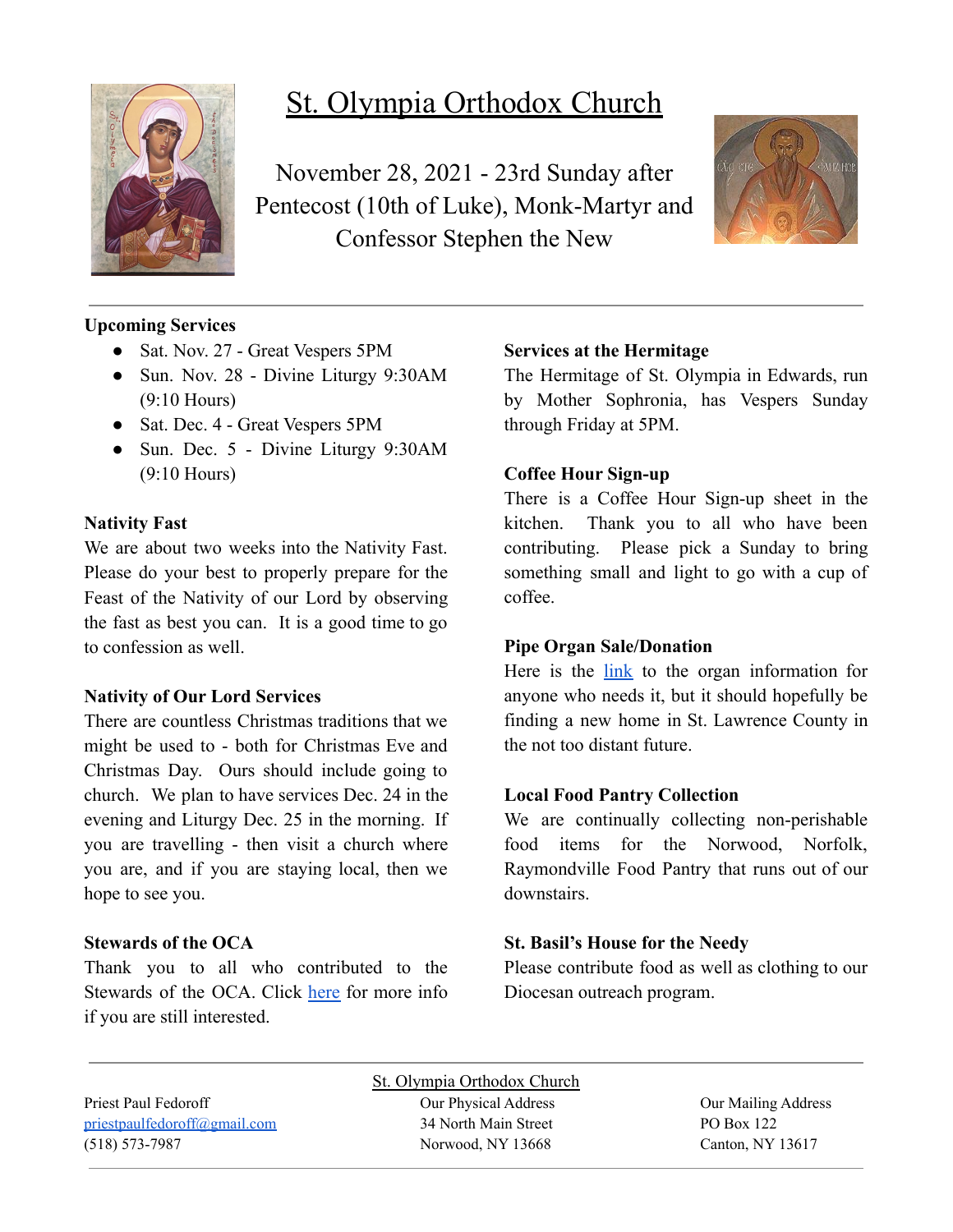# St. Olympia Orthodox Church

November 28, 2021 - 23rd Sunday after Pentecost (10th of Luke), Monk-Martyr and Confessor Stephen the New

**Upcoming Services**

- Sat. Nov. 27 - Great Vespers 5PM
- Sun. Nov. 28 - Divine Liturgy 9:30AM (9:10 Hours)
- Sat. Dec. 4 - Great Vespers 5PM
- Sun. Dec. 5 - Divine Liturgy 9:30AM (9:10 Hours)

**Nativity Fast**

We are about two weeks into the Nativity Fast. Please do your best to properly prepare for the Feast of the Nativity of our Lord by observing the fast as best you can. It is a good time to go to confession as well.

**Nativity of Our Lord Services**

There are countless Christmas traditions that we might be used to - both for Christmas Eve and Christmas Day. Ours should include going to church. We plan to have services Dec. 24 in the evening and Liturgy Dec. 25 in the morning. If you are travelling - then visit a church where you are, and if you are staying local, then we hope to see you.

**Stewards of the OCA**

Thank you to all who contributed to the Stewards of the OCA. Click here for more info if you are still interested.

**Services at the Hermitage**

The Hermitage of St. Olympia in Edwards, run by Mother Sophronia, has Vespers Sunday through Friday at 5PM.

**Coffee Hour Sign-up**

There is a Coffee Hour Sign-up sheet in the kitchen. Thank you to all who have been contributing. Please pick a Sunday to bring something small and light to go with a cup of coffee.

**Pipe Organ Sale/Donation**

Here is the link to the organ information for anyone who needs it, but it should hopefully be finding a new home in St. Lawrence County in the not too distant future.

**Local Food Pantry Collection**

We are continually collecting non-perishable food items for the Norwood, Norfolk, Raymondville Food Pantry that runs out of our downstairs.

**St. Basil's House for the Needy**

Please contribute food as well as clothing to our Diocesan outreach program.

---

St. Olympia Orthodox Church

Priest Paul Fedoroff
priestpaulfedoroff@gmail.com
(518) 573-7987

Our Physical Address
34 North Main Street
Norwood, NY 13668

Our Mailing Address
PO Box 122
Canton, NY 13617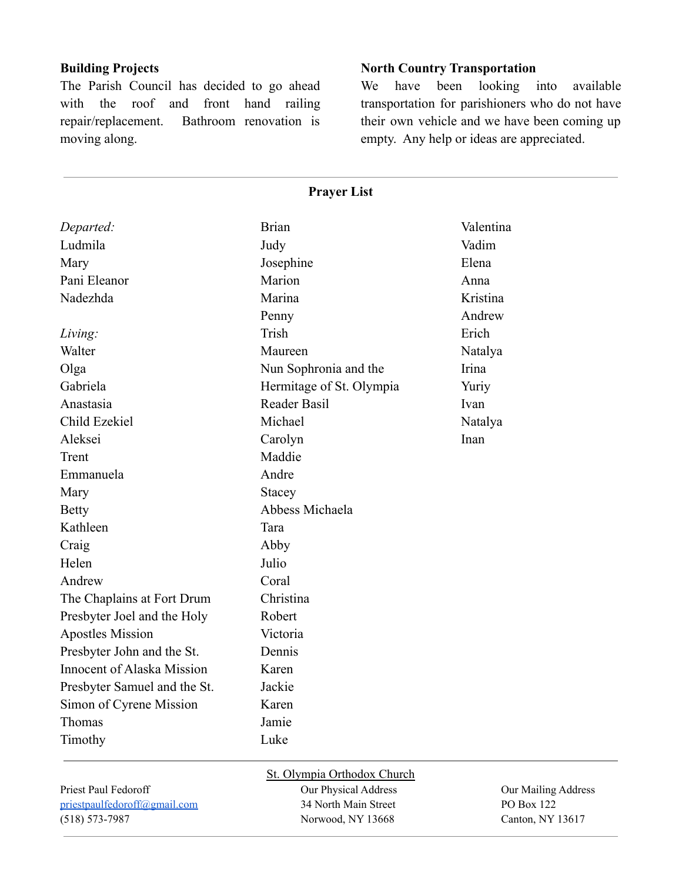**Building Projects**

The Parish Council has decided to go ahead with the roof and front hand railing repair/replacement. Bathroom renovation is moving along.

**North Country Transportation**

We have been looking into available transportation for parishioners who do not have their own vehicle and we have been coming up empty. Any help or ideas are appreciated.

---

**Prayer List**

*Departed:*
Ludmila
Mary
Pani Eleanor
Nadezhda

*Living:*
Walter
Olga
Gabriela
Anastasia
Child Ezekiel
Aleksei
Trent
Emmanuela
Mary
Betty
Kathleen
Craig
Helen
Andrew
The Chaplains at Fort Drum
Presbyter Joel and the Holy Apostles Mission
Presbyter John and the St. Innocent of Alaska Mission
Presbyter Samuel and the St. Simon of Cyrene Mission
Thomas
Timothy
Brian
Judy
Josephine
Marion
Marina
Penny
Trish
Maureen
Nun Sophronia and the Hermitage of St. Olympia
Reader Basil
Michael
Carolyn
Maddie
Andre
Stacey
Abbess Michaela
Tara
Abby
Julio
Coral
Christina
Robert
Victoria
Dennis
Karen
Jackie
Karen
Jamie
Luke
Valentina
Vadim
Elena
Anna
Kristina
Andrew
Erich
Natalya
Irina
Yuriy
Ivan
Natalya
Inan

---

St. Olympia Orthodox Church

Priest Paul Fedoroff
priestpaulfedoroff@gmail.com
(518) 573-7987

Our Physical Address
34 North Main Street
Norwood, NY 13668

Our Mailing Address
PO Box 122
Canton, NY 13617